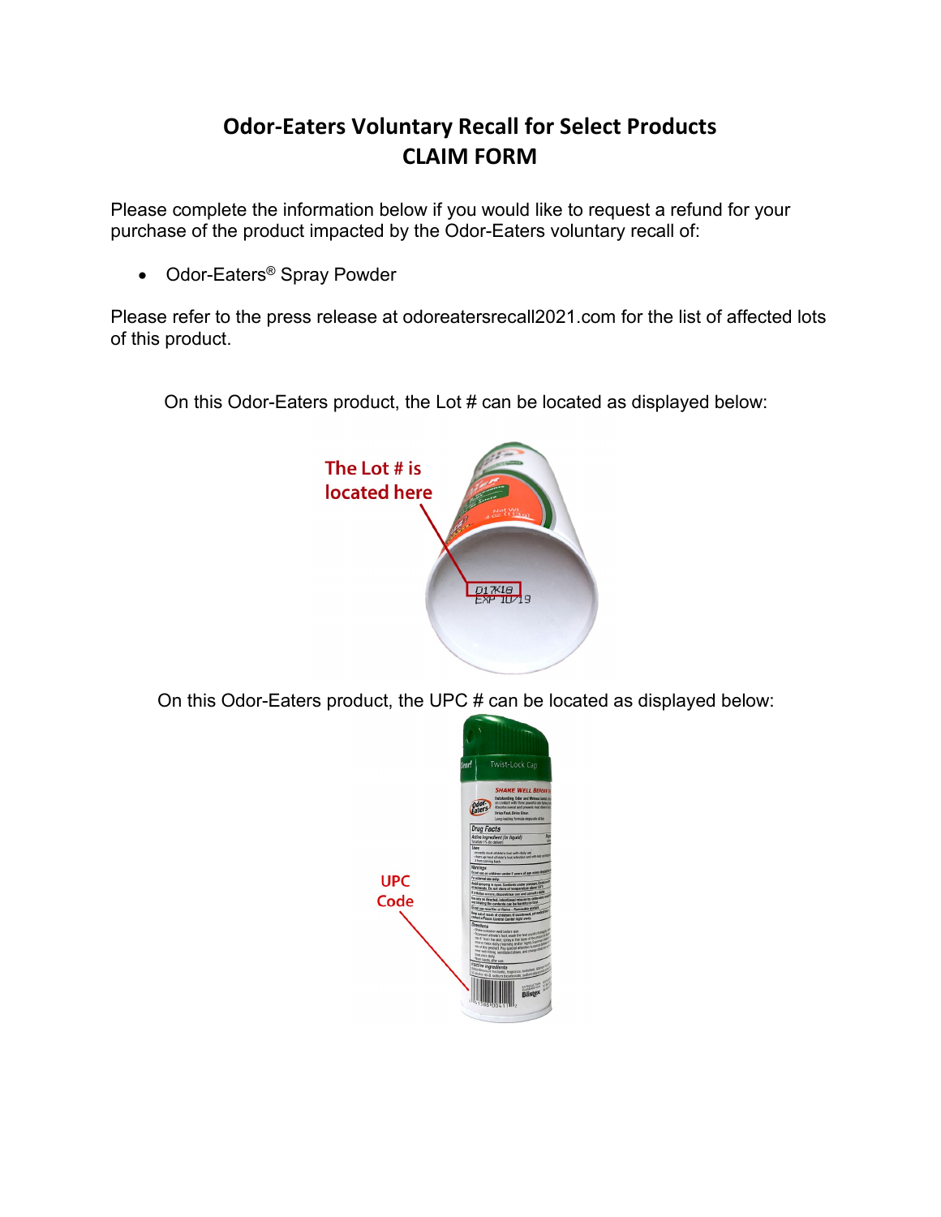# Odor-Eaters Voluntary Recall for Select Products
# CLAIM FORM

Please complete the information below if you would like to request a refund for your purchase of the product impacted by the Odor-Eaters voluntary recall of:

- Odor-Eaters® Spray Powder

Please refer to the press release at odoreatersrecall2021.com for the list of affected lots of this product.

On this Odor-Eaters product, the Lot # can be located as displayed below:

On this Odor-Eaters product, the UPC # can be located as displayed below: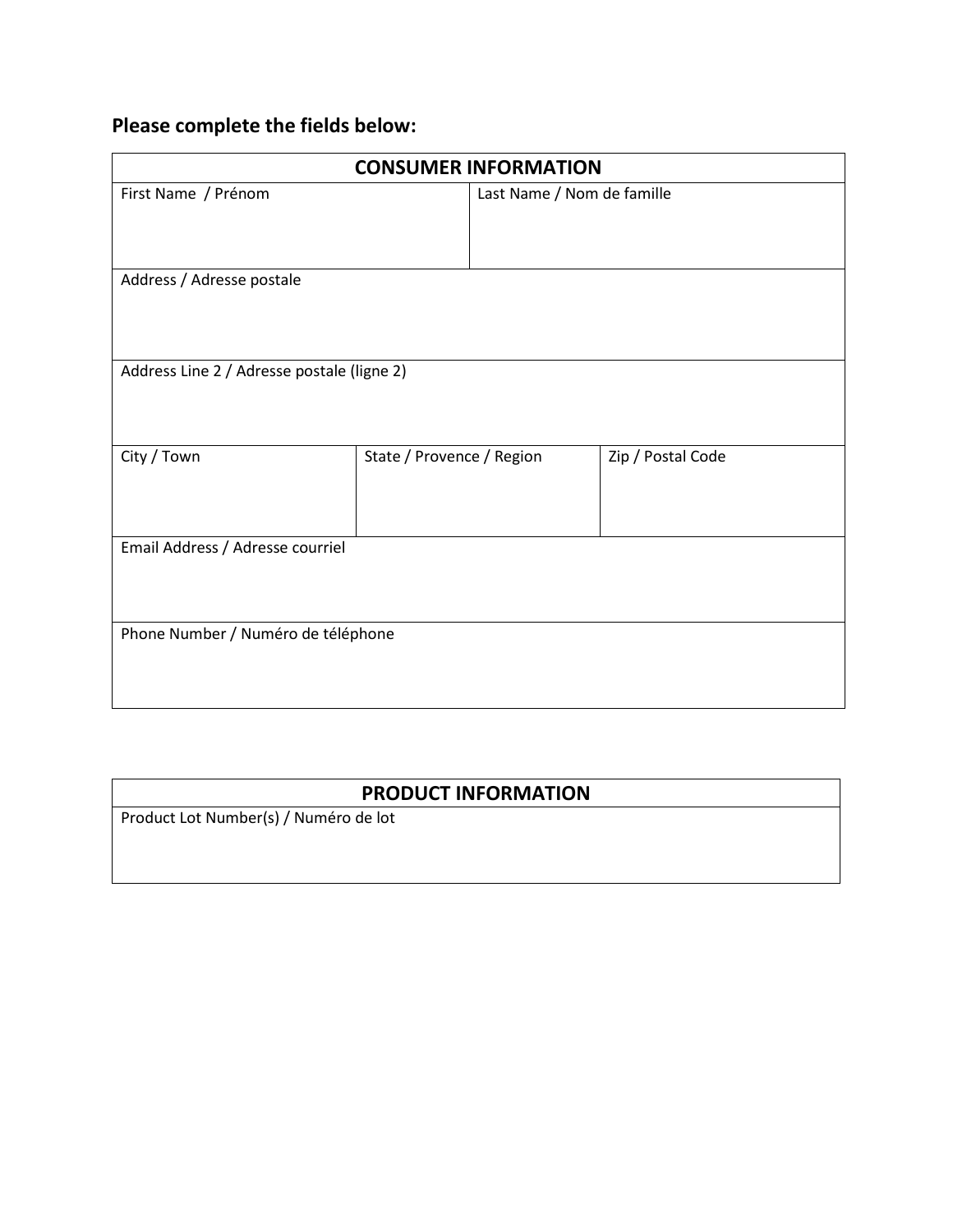**Please complete the fields below:**

| CONSUMER INFORMATION | | |
|---|---|---|
| First Name / Prénom | | Last Name / Nom de famille |
| Address / Adresse postale | | |
| Address Line 2 / Adresse postale (ligne 2) | | |
| City / Town | State / Provence / Region | Zip / Postal Code |
| Email Address / Adresse courriel | | |
| Phone Number / Numéro de téléphone | | |

| PRODUCT INFORMATION |
|---|
| Product Lot Number(s) / Numéro de lot |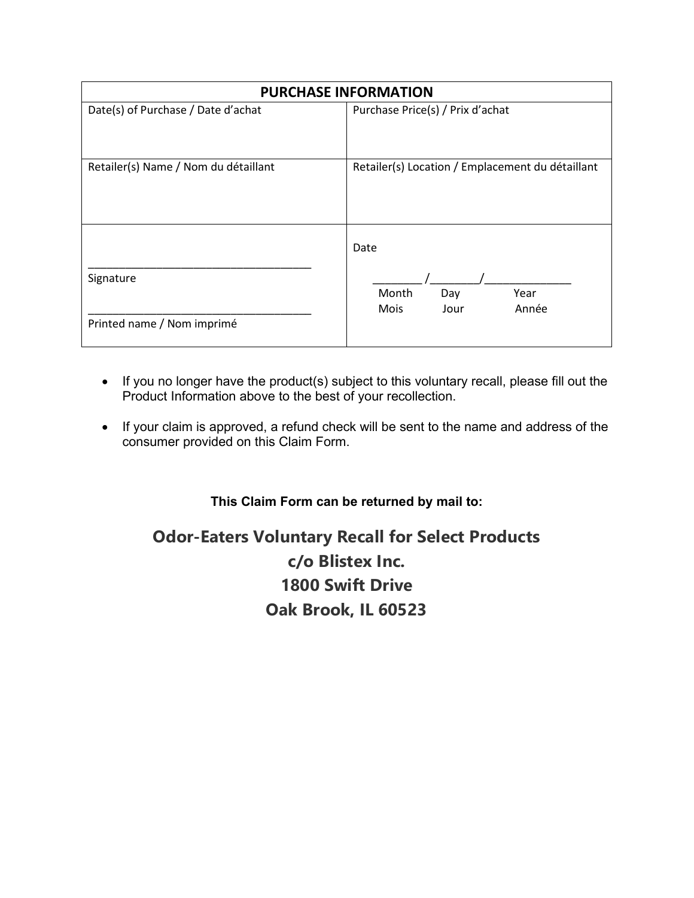| PURCHASE INFORMATION | |
|---|---|
| Date(s) of Purchase / Date d'achat | Purchase Price(s) / Prix d'achat |
| Retailer(s) Name / Nom du détaillant | Retailer(s) Location / Emplacement du détaillant |
| ____________________________________ Signature ____________________________________ Printed name / Nom imprimé | Date ________ /________/______________ Month / Mois — Day / Jour — Year / Année |

- If you no longer have the product(s) subject to this voluntary recall, please fill out the Product Information above to the best of your recollection.
- If your claim is approved, a refund check will be sent to the name and address of the consumer provided on this Claim Form.

**This Claim Form can be returned by mail to:**

**Odor-Eaters Voluntary Recall for Select Products**
**c/o Blistex Inc.**
**1800 Swift Drive**
**Oak Brook, IL 60523**